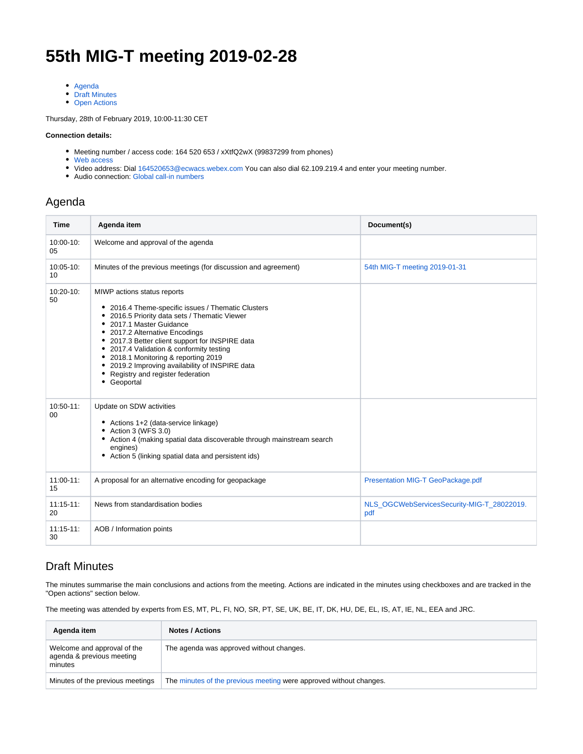# 55th MIG-T meeting 2019-02-28

- Agenda
- Draft Minutes
- Open Actions

Thursday, 28th of February 2019, 10:00-11:30 CET

**Connection details:**

- Meeting number / access code: 164 520 653 / xXtfQ2wX (99837299 from phones)
- Web access
- Video address: Dial 164520653@ecwacs.webex.com You can also dial 62.109.219.4 and enter your meeting number.
- Audio connection: Global call-in numbers

## Agenda

| Time | Agenda item | Document(s) |
|---|---|---|
| 10:00-10:05 | Welcome and approval of the agenda | |
| 10:05-10:10 | Minutes of the previous meetings (for discussion and agreement) | 54th MIG-T meeting 2019-01-31 |
| 10:20-10:50 | MIWP actions status reports<br>• 2016.4 Theme-specific issues / Thematic Clusters<br>• 2016.5 Priority data sets / Thematic Viewer<br>• 2017.1 Master Guidance<br>• 2017.2 Alternative Encodings<br>• 2017.3 Better client support for INSPIRE data<br>• 2017.4 Validation & conformity testing<br>• 2018.1 Monitoring & reporting 2019<br>• 2019.2 Improving availability of INSPIRE data<br>• Registry and register federation<br>• Geoportal | |
| 10:50-11:00 | Update on SDW activities<br>• Actions 1+2 (data-service linkage)<br>• Action 3 (WFS 3.0)<br>• Action 4 (making spatial data discoverable through mainstream search engines)<br>• Action 5 (linking spatial data and persistent ids) | |
| 11:00-11:15 | A proposal for an alternative encoding for geopackage | Presentation MIG-T GeoPackage.pdf |
| 11:15-11:20 | News from standardisation bodies | NLS_OGCWebServicesSecurity-MIG-T_28022019.pdf |
| 11:15-11:30 | AOB / Information points | |

## Draft Minutes

The minutes summarise the main conclusions and actions from the meeting. Actions are indicated in the minutes using checkboxes and are tracked in the "Open actions" section below.

The meeting was attended by experts from ES, MT, PL, FI, NO, SR, PT, SE, UK, BE, IT, DK, HU, DE, EL, IS, AT, IE, NL, EEA and JRC.

| Agenda item | Notes / Actions |
|---|---|
| Welcome and approval of the agenda & previous meeting minutes | The agenda was approved without changes. |
| Minutes of the previous meetings | The minutes of the previous meeting were approved without changes. |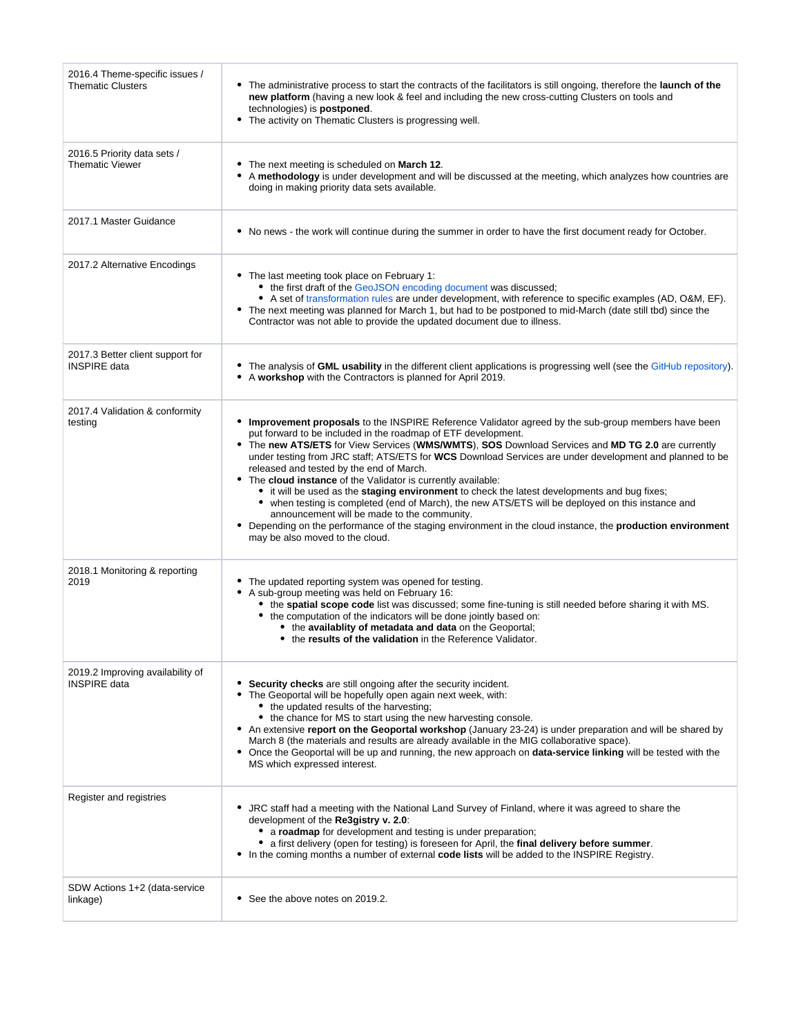| | |
|---|---|
| 2016.4 Theme-specific issues / Thematic Clusters | • The administrative process to start the contracts of the facilitators is still ongoing, therefore the **launch of the new platform** (having a new look & feel and including the new cross-cutting Clusters on tools and technologies) is **postponed**.<br>• The activity on Thematic Clusters is progressing well. |
| 2016.5 Priority data sets / Thematic Viewer | • The next meeting is scheduled on **March 12**.<br>• A **methodology** is under development and will be discussed at the meeting, which analyzes how countries are doing in making priority data sets available. |
| 2017.1 Master Guidance | • No news - the work will continue during the summer in order to have the first document ready for October. |
| 2017.2 Alternative Encodings | • The last meeting took place on February 1:<br>  • the first draft of the GeoJSON encoding document was discussed;<br>  • A set of transformation rules are under development, with reference to specific examples (AD, O&M, EF).<br>• The next meeting was planned for March 1, but had to be postponed to mid-March (date still tbd) since the Contractor was not able to provide the updated document due to illness. |
| 2017.3 Better client support for INSPIRE data | • The analysis of **GML usability** in the different client applications is progressing well (see the GitHub repository).<br>• A **workshop** with the Contractors is planned for April 2019. |
| 2017.4 Validation & conformity testing | • **Improvement proposals** to the INSPIRE Reference Validator agreed by the sub-group members have been put forward to be included in the roadmap of ETF development.<br>• The **new ATS/ETS** for View Services (**WMS/WMTS**), **SOS** Download Services and **MD TG 2.0** are currently under testing from JRC staff; ATS/ETS for **WCS** Download Services are under development and planned to be released and tested by the end of March.<br>• The **cloud instance** of the Validator is currently available:<br>  • it will be used as the **staging environment** to check the latest developments and bug fixes;<br>  • when testing is completed (end of March), the new ATS/ETS will be deployed on this instance and announcement will be made to the community.<br>• Depending on the performance of the staging environment in the cloud instance, the **production environment** may be also moved to the cloud. |
| 2018.1 Monitoring & reporting 2019 | • The updated reporting system was opened for testing.<br>• A sub-group meeting was held on February 16:<br>  • the **spatial scope code** list was discussed; some fine-tuning is still needed before sharing it with MS.<br>  • the computation of the indicators will be done jointly based on:<br>    • the **availablity of metadata and data** on the Geoportal;<br>    • the **results of the validation** in the Reference Validator. |
| 2019.2 Improving availability of INSPIRE data | • **Security checks** are still ongoing after the security incident.<br>• The Geoportal will be hopefully open again next week, with:<br>  • the updated results of the harvesting;<br>  • the chance for MS to start using the new harvesting console.<br>• An extensive **report on the Geoportal workshop** (January 23-24) is under preparation and will be shared by March 8 (the materials and results are already available in the MIG collaborative space).<br>• Once the Geoportal will be up and running, the new approach on **data-service linking** will be tested with the MS which expressed interest. |
| Register and registries | • JRC staff had a meeting with the National Land Survey of Finland, where it was agreed to share the development of the **Re3gistry v. 2.0**:<br>  • a **roadmap** for development and testing is under preparation;<br>  • a first delivery (open for testing) is foreseen for April, the **final delivery before summer**.<br>• In the coming months a number of external **code lists** will be added to the INSPIRE Registry. |
| SDW Actions 1+2 (data-service linkage) | • See the above notes on 2019.2. |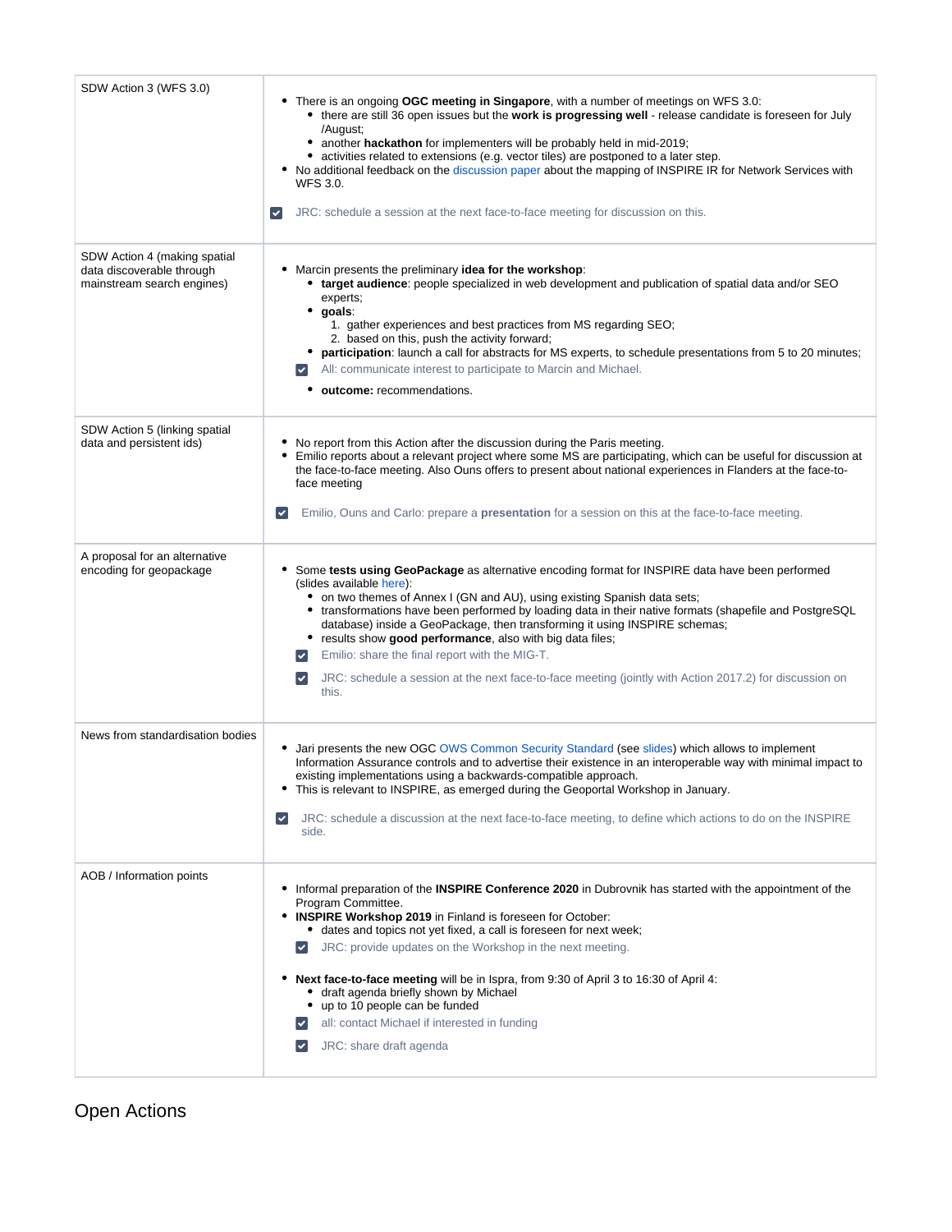| | |
|---|---|
| SDW Action 3 (WFS 3.0) | • There is an ongoing **OGC meeting in Singapore**, with a number of meetings on WFS 3.0:<br>  ◦ there are still 36 open issues but the **work is progressing well** - release candidate is foreseen for July /August;<br>  ◦ another **hackathon** for implementers will be probably held in mid-2019;<br>  ◦ activities related to extensions (e.g. vector tiles) are postponed to a later step.<br>• No additional feedback on the discussion paper about the mapping of INSPIRE IR for Network Services with WFS 3.0.<br><br>☑ JRC: schedule a session at the next face-to-face meeting for discussion on this. |
| SDW Action 4 (making spatial data discoverable through mainstream search engines) | • Marcin presents the preliminary **idea for the workshop**:<br>  ◦ **target audience**: people specialized in web development and publication of spatial data and/or SEO experts;<br>  ◦ **goals**:<br>    1. gather experiences and best practices from MS regarding SEO;<br>    2. based on this, push the activity forward;<br>  ◦ **participation**: launch a call for abstracts for MS experts, to schedule presentations from 5 to 20 minutes;<br>  ☑ All: communicate interest to participate to Marcin and Michael.<br>  ◦ **outcome:** recommendations. |
| SDW Action 5 (linking spatial data and persistent ids) | • No report from this Action after the discussion during the Paris meeting.<br>• Emilio reports about a relevant project where some MS are participating, which can be useful for discussion at the face-to-face meeting. Also Ouns offers to present about national experiences in Flanders at the face-to-face meeting<br><br>☑ Emilio, Ouns and Carlo: prepare a **presentation** for a session on this at the face-to-face meeting. |
| A proposal for an alternative encoding for geopackage | • Some **tests using GeoPackage** as alternative encoding format for INSPIRE data have been performed (slides available here):<br>  ◦ on two themes of Annex I (GN and AU), using existing Spanish data sets;<br>  ◦ transformations have been performed by loading data in their native formats (shapefile and PostgreSQL database) inside a GeoPackage, then transforming it using INSPIRE schemas;<br>  ◦ results show **good performance**, also with big data files;<br>  ☑ Emilio: share the final report with the MIG-T.<br>  ☑ JRC: schedule a session at the next face-to-face meeting (jointly with Action 2017.2) for discussion on this. |
| News from standardisation bodies | • Jari presents the new OGC OWS Common Security Standard (see slides) which allows to implement Information Assurance controls and to advertise their existence in an interoperable way with minimal impact to existing implementations using a backwards-compatible approach.<br>• This is relevant to INSPIRE, as emerged during the Geoportal Workshop in January.<br><br>☑ JRC: schedule a discussion at the next face-to-face meeting, to define which actions to do on the INSPIRE side. |
| AOB / Information points | • Informal preparation of the **INSPIRE Conference 2020** in Dubrovnik has started with the appointment of the Program Committee.<br>• **INSPIRE Workshop 2019** in Finland is foreseen for October:<br>  ◦ dates and topics not yet fixed, a call is foreseen for next week;<br>  ☑ JRC: provide updates on the Workshop in the next meeting.<br><br>• **Next face-to-face meeting** will be in Ispra, from 9:30 of April 3 to 16:30 of April 4:<br>  ◦ draft agenda briefly shown by Michael<br>  ◦ up to 10 people can be funded<br>  ☑ all: contact Michael if interested in funding<br>  ☑ JRC: share draft agenda |

## Open Actions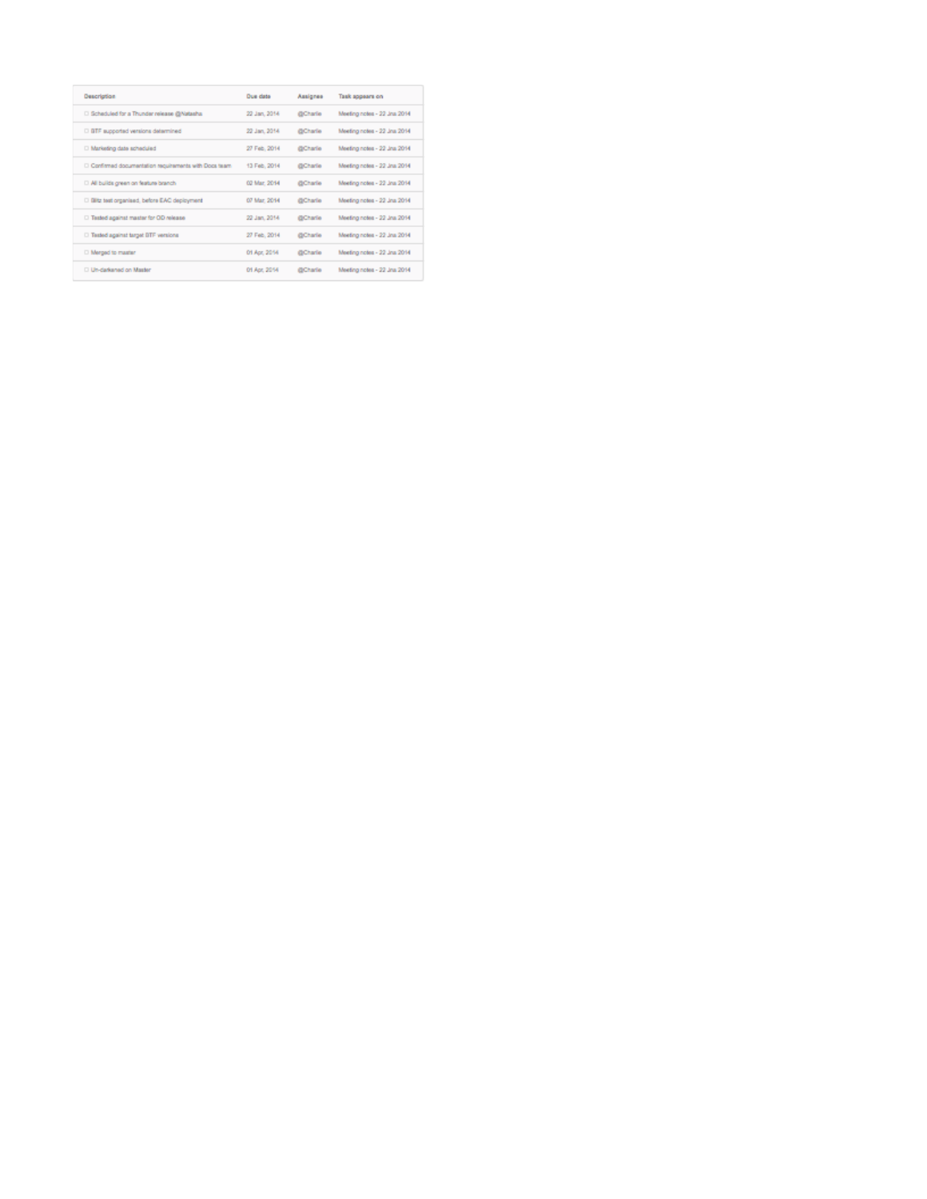| Description | Due date | Assignee | Task appears on |
| --- | --- | --- | --- |
| ☐ Scheduled for a Thunder release @Natasha | 22 Jan, 2014 | @Charlie | Meeting notes - 22 Jna 2014 |
| ☐ BTF supported versions determined | 22 Jan, 2014 | @Charlie | Meeting notes - 22 Jna 2014 |
| ☐ Marketing date scheduled | 27 Feb, 2014 | @Charlie | Meeting notes - 22 Jna 2014 |
| ☐ Confirmed documentation requirements with Docs team | 13 Feb, 2014 | @Charlie | Meeting notes - 22 Jna 2014 |
| ☐ All builds green on feature branch | 02 Mar, 2014 | @Charlie | Meeting notes - 22 Jna 2014 |
| ☐ Blitz test organised, before EAC deployment | 07 Mar, 2014 | @Charlie | Meeting notes - 22 Jna 2014 |
| ☐ Tested against master for OD release | 22 Jan, 2014 | @Charlie | Meeting notes - 22 Jna 2014 |
| ☐ Tested against target BTF versions | 27 Feb, 2014 | @Charlie | Meeting notes - 22 Jna 2014 |
| ☐ Merged to master | 01 Apr, 2014 | @Charlie | Meeting notes - 22 Jna 2014 |
| ☐ Un-darkened on Master | 01 Apr, 2014 | @Charlie | Meeting notes - 22 Jna 2014 |